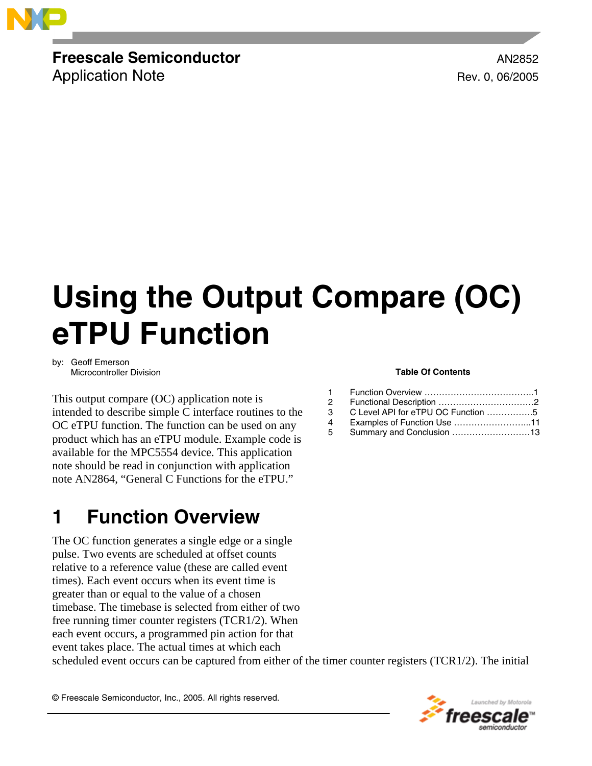Freescale Semiconductor
Application Note

AN2852
Rev. 0, 06/2005

# Using the Output Compare (OC) eTPU Function

by: Geoff Emerson
Microcontroller Division

This output compare (OC) application note is intended to describe simple C interface routines to the OC eTPU function. The function can be used on any product which has an eTPU module. Example code is available for the MPC5554 device. This application note should be read in conjunction with application note AN2864, "General C Functions for the eTPU."

**Table Of Contents**

| | | |
|---|---|---|
| 1 | Function Overview | 1 |
| 2 | Functional Description | 2 |
| 3 | C Level API for eTPU OC Function | 5 |
| 4 | Examples of Function Use | 11 |
| 5 | Summary and Conclusion | 13 |

## 1 Function Overview

The OC function generates a single edge or a single pulse. Two events are scheduled at offset counts relative to a reference value (these are called event times). Each event occurs when its event time is greater than or equal to the value of a chosen timebase. The timebase is selected from either of two free running timer counter registers (TCR1/2). When each event occurs, a programmed pin action for that event takes place. The actual times at which each scheduled event occurs can be captured from either of the timer counter registers (TCR1/2). The initial

© Freescale Semiconductor, Inc., 2005. All rights reserved.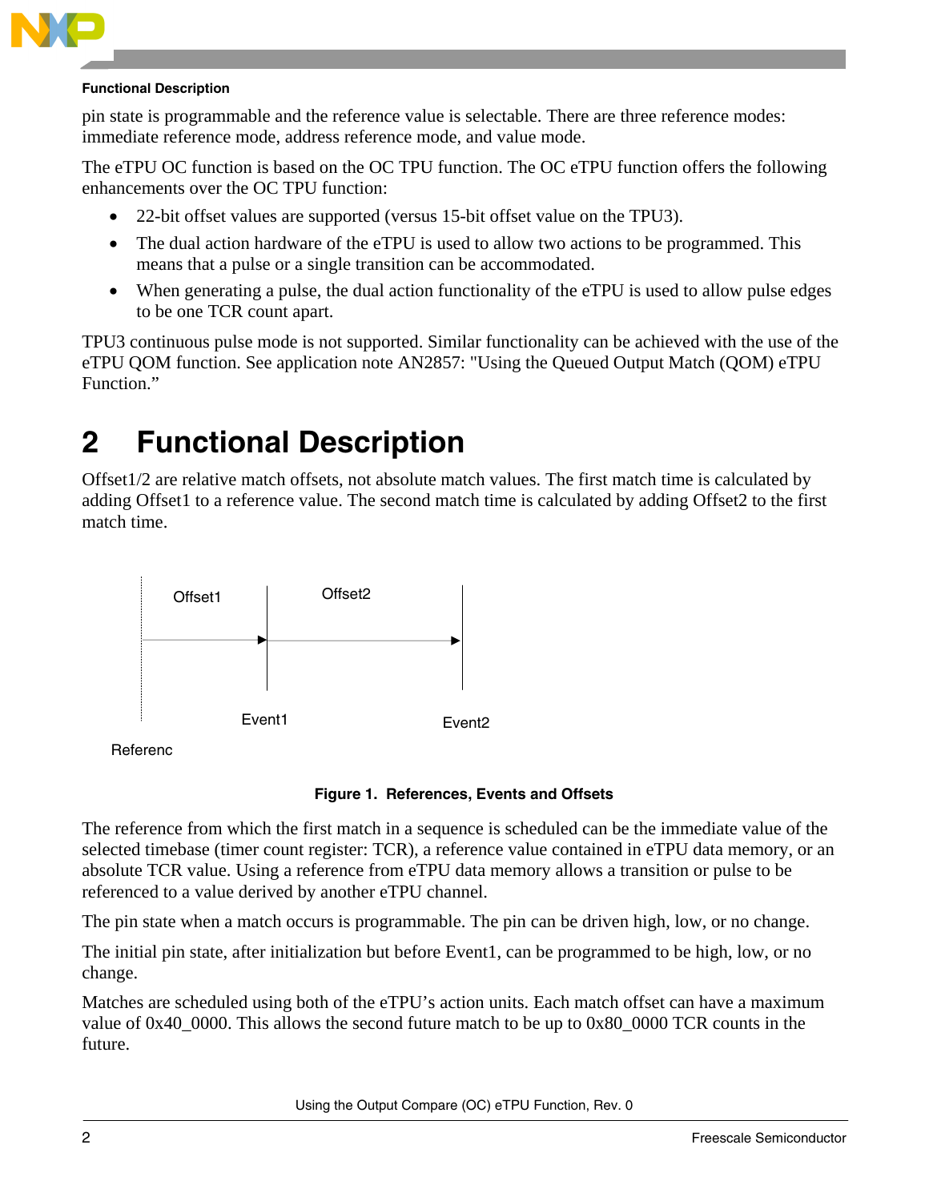pin state is programmable and the reference value is selectable. There are three reference modes: immediate reference mode, address reference mode, and value mode.

The eTPU OC function is based on the OC TPU function. The OC eTPU function offers the following enhancements over the OC TPU function:

- 22-bit offset values are supported (versus 15-bit offset value on the TPU3).
- The dual action hardware of the eTPU is used to allow two actions to be programmed. This means that a pulse or a single transition can be accommodated.
- When generating a pulse, the dual action functionality of the eTPU is used to allow pulse edges to be one TCR count apart.

TPU3 continuous pulse mode is not supported. Similar functionality can be achieved with the use of the eTPU QOM function. See application note AN2857: "Using the Queued Output Match (QOM) eTPU Function."

# 2 Functional Description

Offset1/2 are relative match offsets, not absolute match values. The first match time is calculated by adding Offset1 to a reference value. The second match time is calculated by adding Offset2 to the first match time.

Offset1 Offset2 Event1 Event2 Referenc

**Figure 1. References, Events and Offsets**

The reference from which the first match in a sequence is scheduled can be the immediate value of the selected timebase (timer count register: TCR), a reference value contained in eTPU data memory, or an absolute TCR value. Using a reference from eTPU data memory allows a transition or pulse to be referenced to a value derived by another eTPU channel.

The pin state when a match occurs is programmable. The pin can be driven high, low, or no change.

The initial pin state, after initialization but before Event1, can be programmed to be high, low, or no change.

Matches are scheduled using both of the eTPU's action units. Each match offset can have a maximum value of 0x40_0000. This allows the second future match to be up to 0x80_0000 TCR counts in the future.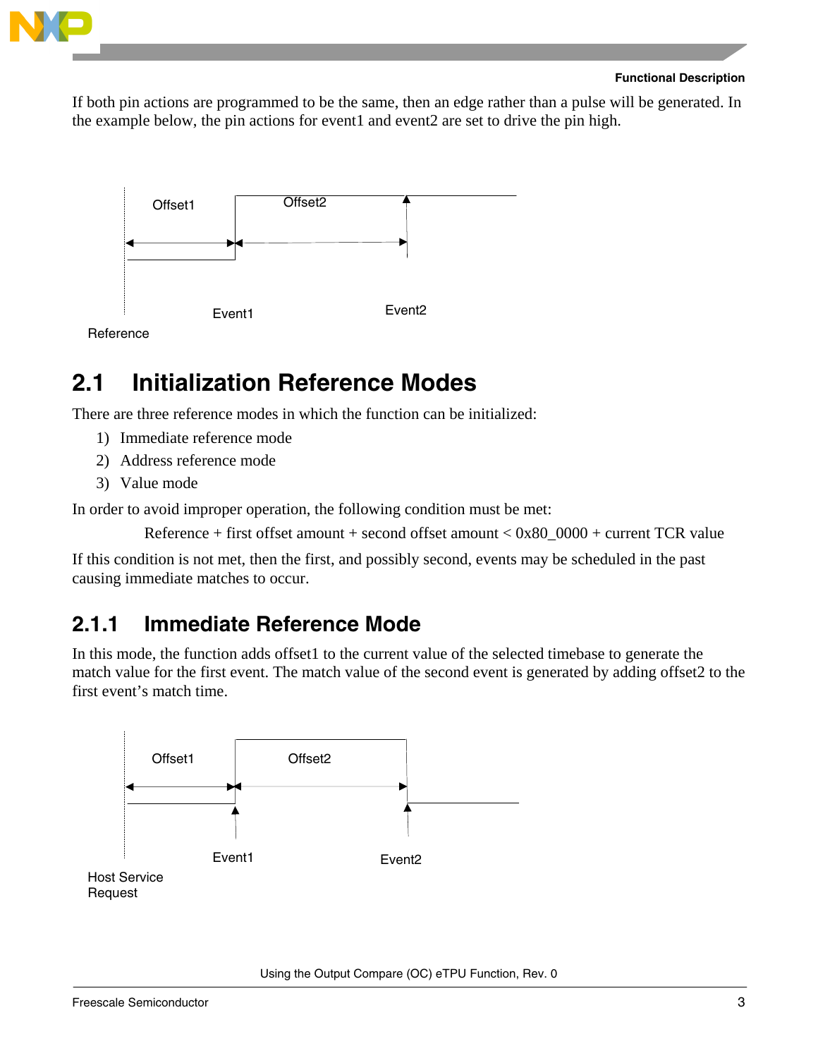If both pin actions are programmed to be the same, then an edge rather than a pulse will be generated. In the example below, the pin actions for event1 and event2 are set to drive the pin high.

## 2.1 Initialization Reference Modes

There are three reference modes in which the function can be initialized:

1) Immediate reference mode
2) Address reference mode
3) Value mode

In order to avoid improper operation, the following condition must be met:

Reference + first offset amount + second offset amount < 0x80_0000 + current TCR value

If this condition is not met, then the first, and possibly second, events may be scheduled in the past causing immediate matches to occur.

### 2.1.1 Immediate Reference Mode

In this mode, the function adds offset1 to the current value of the selected timebase to generate the match value for the first event. The match value of the second event is generated by adding offset2 to the first event's match time.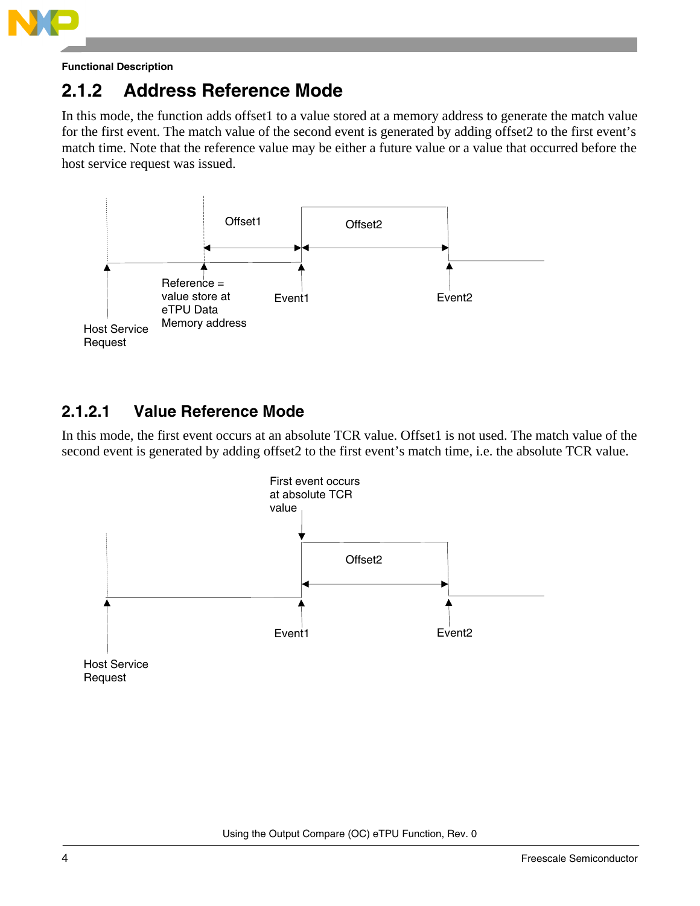### 2.1.2 Address Reference Mode

In this mode, the function adds offset1 to a value stored at a memory address to generate the match value for the first event. The match value of the second event is generated by adding offset2 to the first event's match time. Note that the reference value may be either a future value or a value that occurred before the host service request was issued.

Offset1 Offset2

Reference = value store at eTPU Data Memory address

Event1 Event2

Host Service Request

#### 2.1.2.1 Value Reference Mode

In this mode, the first event occurs at an absolute TCR value. Offset1 is not used. The match value of the second event is generated by adding offset2 to the first event's match time, i.e. the absolute TCR value.

First event occurs at absolute TCR value

Offset2

Event1 Event2

Host Service Request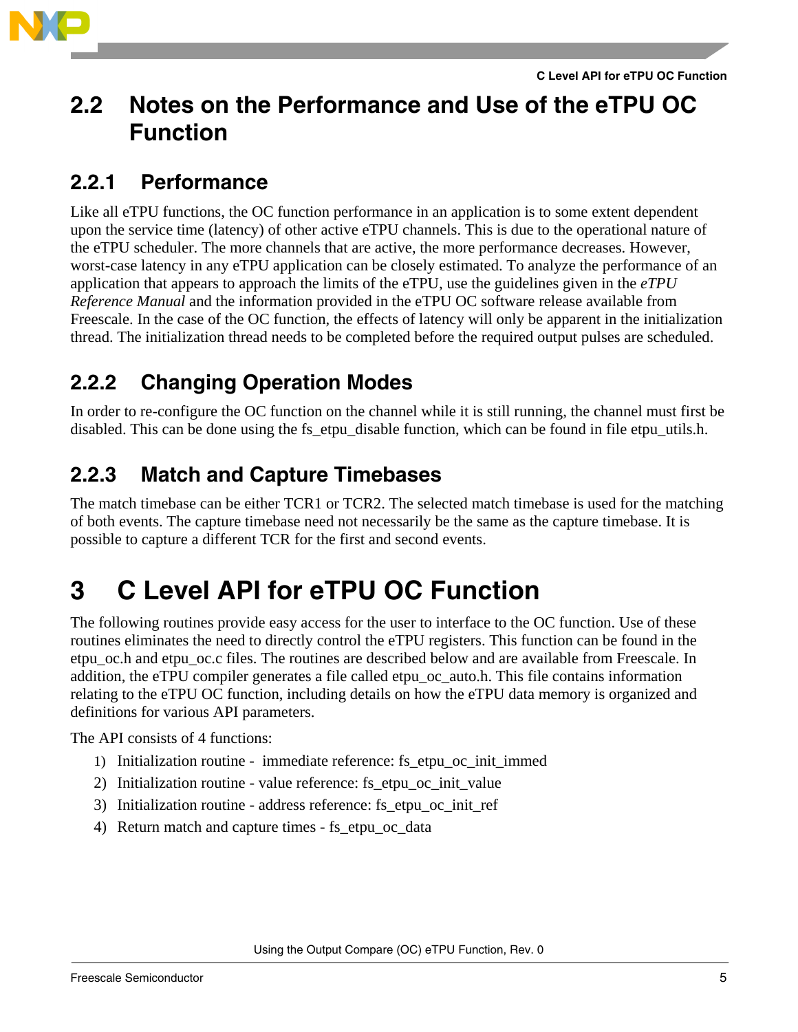## 2.2 Notes on the Performance and Use of the eTPU OC Function

### 2.2.1 Performance

Like all eTPU functions, the OC function performance in an application is to some extent dependent upon the service time (latency) of other active eTPU channels. This is due to the operational nature of the eTPU scheduler. The more channels that are active, the more performance decreases. However, worst-case latency in any eTPU application can be closely estimated. To analyze the performance of an application that appears to approach the limits of the eTPU, use the guidelines given in the *eTPU Reference Manual* and the information provided in the eTPU OC software release available from Freescale. In the case of the OC function, the effects of latency will only be apparent in the initialization thread. The initialization thread needs to be completed before the required output pulses are scheduled.

### 2.2.2 Changing Operation Modes

In order to re-configure the OC function on the channel while it is still running, the channel must first be disabled. This can be done using the fs_etpu_disable function, which can be found in file etpu_utils.h.

### 2.2.3 Match and Capture Timebases

The match timebase can be either TCR1 or TCR2. The selected match timebase is used for the matching of both events. The capture timebase need not necessarily be the same as the capture timebase. It is possible to capture a different TCR for the first and second events.

# 3 C Level API for eTPU OC Function

The following routines provide easy access for the user to interface to the OC function. Use of these routines eliminates the need to directly control the eTPU registers. This function can be found in the etpu_oc.h and etpu_oc.c files. The routines are described below and are available from Freescale. In addition, the eTPU compiler generates a file called etpu_oc_auto.h. This file contains information relating to the eTPU OC function, including details on how the eTPU data memory is organized and definitions for various API parameters.

The API consists of 4 functions:

1) Initialization routine - immediate reference: fs_etpu_oc_init_immed
2) Initialization routine - value reference: fs_etpu_oc_init_value
3) Initialization routine - address reference: fs_etpu_oc_init_ref
4) Return match and capture times - fs_etpu_oc_data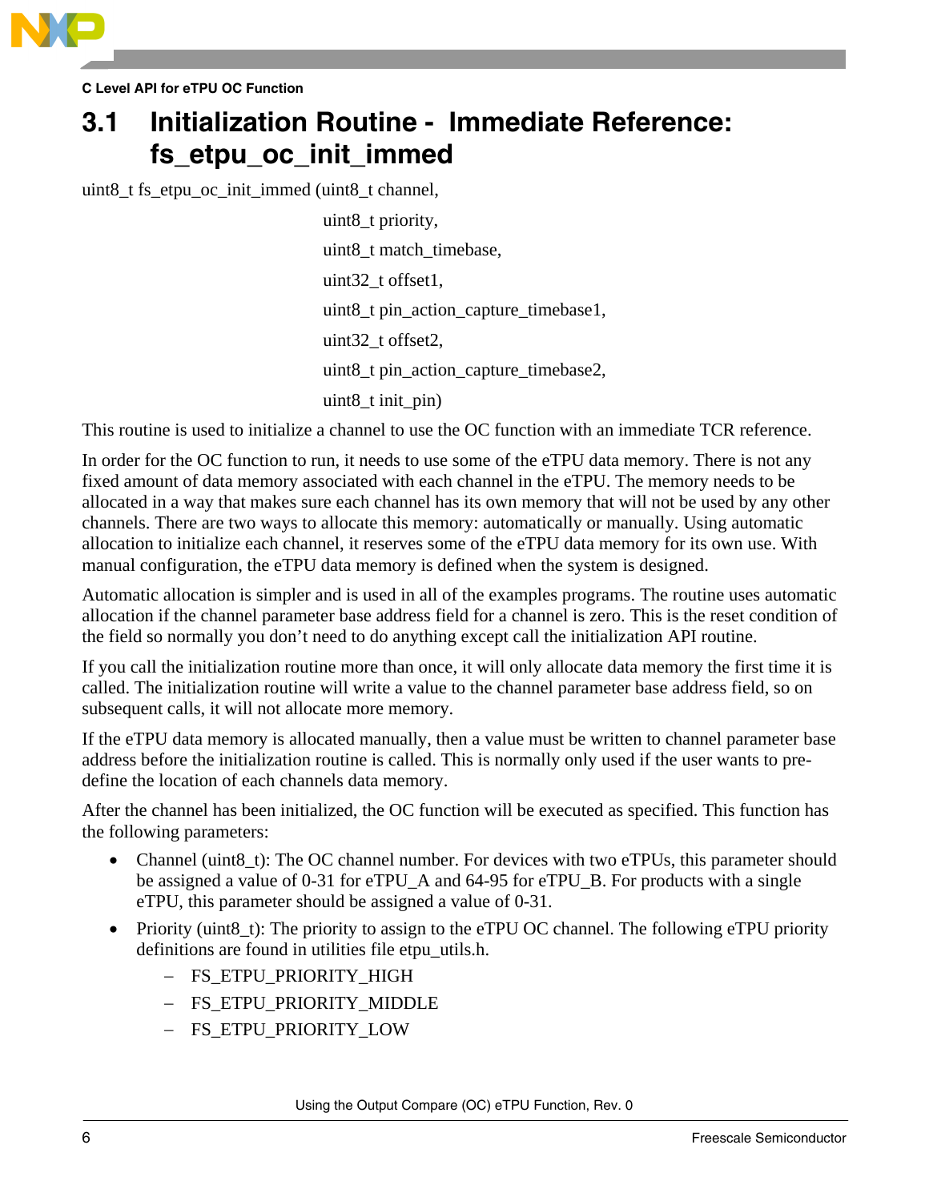## 3.1 Initialization Routine - Immediate Reference: fs_etpu_oc_init_immed

```
uint8_t fs_etpu_oc_init_immed (uint8_t channel,
                               uint8_t priority,
                               uint8_t match_timebase,
                               uint32_t offset1,
                               uint8_t pin_action_capture_timebase1,
                               uint32_t offset2,
                               uint8_t pin_action_capture_timebase2,
                               uint8_t init_pin)
```

This routine is used to initialize a channel to use the OC function with an immediate TCR reference.

In order for the OC function to run, it needs to use some of the eTPU data memory. There is not any fixed amount of data memory associated with each channel in the eTPU. The memory needs to be allocated in a way that makes sure each channel has its own memory that will not be used by any other channels. There are two ways to allocate this memory: automatically or manually. Using automatic allocation to initialize each channel, it reserves some of the eTPU data memory for its own use. With manual configuration, the eTPU data memory is defined when the system is designed.

Automatic allocation is simpler and is used in all of the examples programs. The routine uses automatic allocation if the channel parameter base address field for a channel is zero. This is the reset condition of the field so normally you don't need to do anything except call the initialization API routine.

If you call the initialization routine more than once, it will only allocate data memory the first time it is called. The initialization routine will write a value to the channel parameter base address field, so on subsequent calls, it will not allocate more memory.

If the eTPU data memory is allocated manually, then a value must be written to channel parameter base address before the initialization routine is called. This is normally only used if the user wants to pre-define the location of each channels data memory.

After the channel has been initialized, the OC function will be executed as specified. This function has the following parameters:

- Channel (uint8_t): The OC channel number. For devices with two eTPUs, this parameter should be assigned a value of 0-31 for eTPU_A and 64-95 for eTPU_B. For products with a single eTPU, this parameter should be assigned a value of 0-31.
- Priority (uint8_t): The priority to assign to the eTPU OC channel. The following eTPU priority definitions are found in utilities file etpu_utils.h.
  - FS_ETPU_PRIORITY_HIGH
  - FS_ETPU_PRIORITY_MIDDLE
  - FS_ETPU_PRIORITY_LOW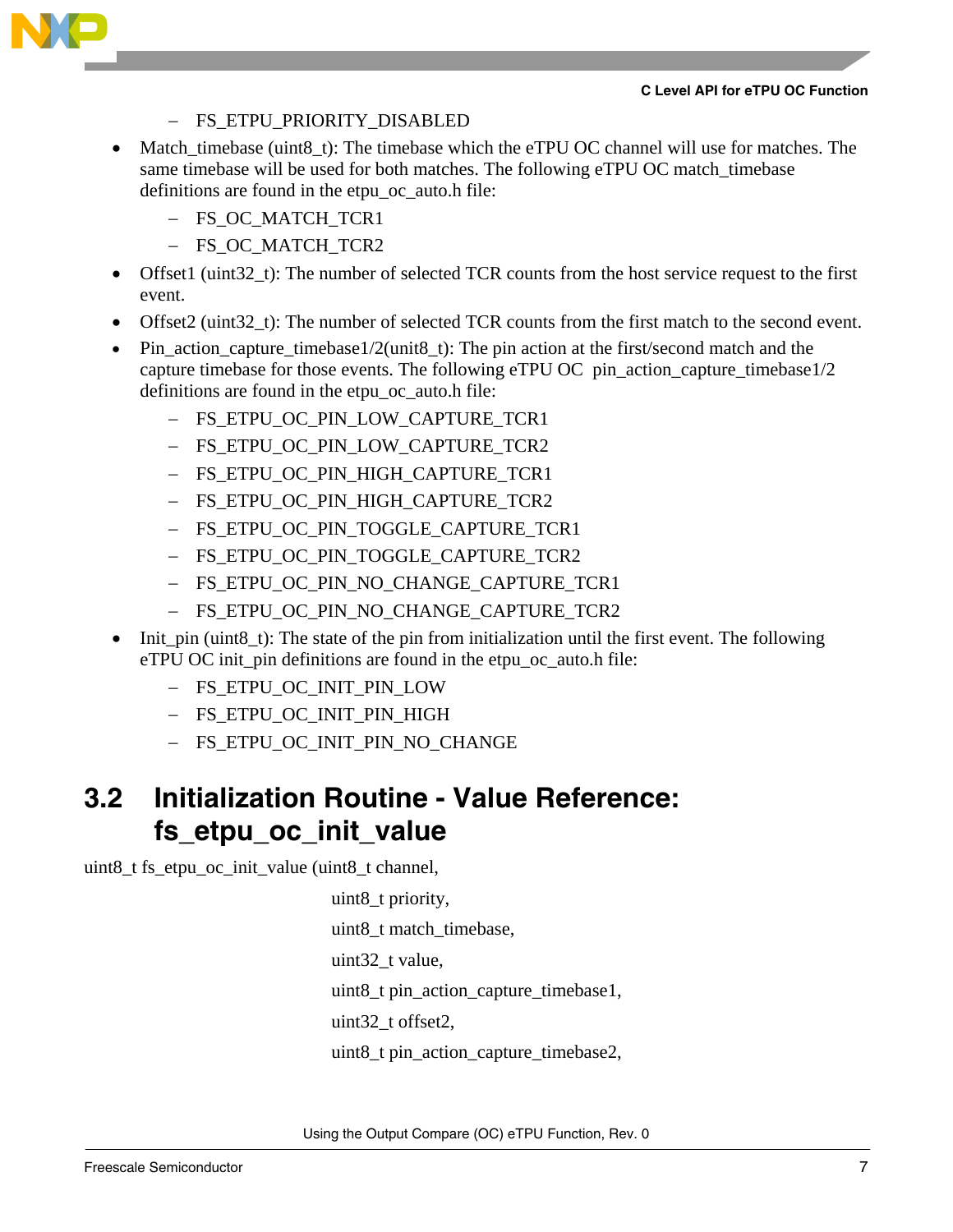- FS_ETPU_PRIORITY_DISABLED

- Match_timebase (uint8_t): The timebase which the eTPU OC channel will use for matches. The same timebase will be used for both matches. The following eTPU OC match_timebase definitions are found in the etpu_oc_auto.h file:
  - FS_OC_MATCH_TCR1
  - FS_OC_MATCH_TCR2
- Offset1 (uint32_t): The number of selected TCR counts from the host service request to the first event.
- Offset2 (uint32_t): The number of selected TCR counts from the first match to the second event.
- Pin_action_capture_timebase1/2(unit8_t): The pin action at the first/second match and the capture timebase for those events. The following eTPU OC pin_action_capture_timebase1/2 definitions are found in the etpu_oc_auto.h file:
  - FS_ETPU_OC_PIN_LOW_CAPTURE_TCR1
  - FS_ETPU_OC_PIN_LOW_CAPTURE_TCR2
  - FS_ETPU_OC_PIN_HIGH_CAPTURE_TCR1
  - FS_ETPU_OC_PIN_HIGH_CAPTURE_TCR2
  - FS_ETPU_OC_PIN_TOGGLE_CAPTURE_TCR1
  - FS_ETPU_OC_PIN_TOGGLE_CAPTURE_TCR2
  - FS_ETPU_OC_PIN_NO_CHANGE_CAPTURE_TCR1
  - FS_ETPU_OC_PIN_NO_CHANGE_CAPTURE_TCR2
- Init_pin (uint8_t): The state of the pin from initialization until the first event. The following eTPU OC init_pin definitions are found in the etpu_oc_auto.h file:
  - FS_ETPU_OC_INIT_PIN_LOW
  - FS_ETPU_OC_INIT_PIN_HIGH
  - FS_ETPU_OC_INIT_PIN_NO_CHANGE

## 3.2 Initialization Routine - Value Reference: fs_etpu_oc_init_value

```
uint8_t fs_etpu_oc_init_value (uint8_t channel,
                               uint8_t priority,
                               uint8_t match_timebase,
                               uint32_t value,
                               uint8_t pin_action_capture_timebase1,
                               uint32_t offset2,
                               uint8_t pin_action_capture_timebase2,
```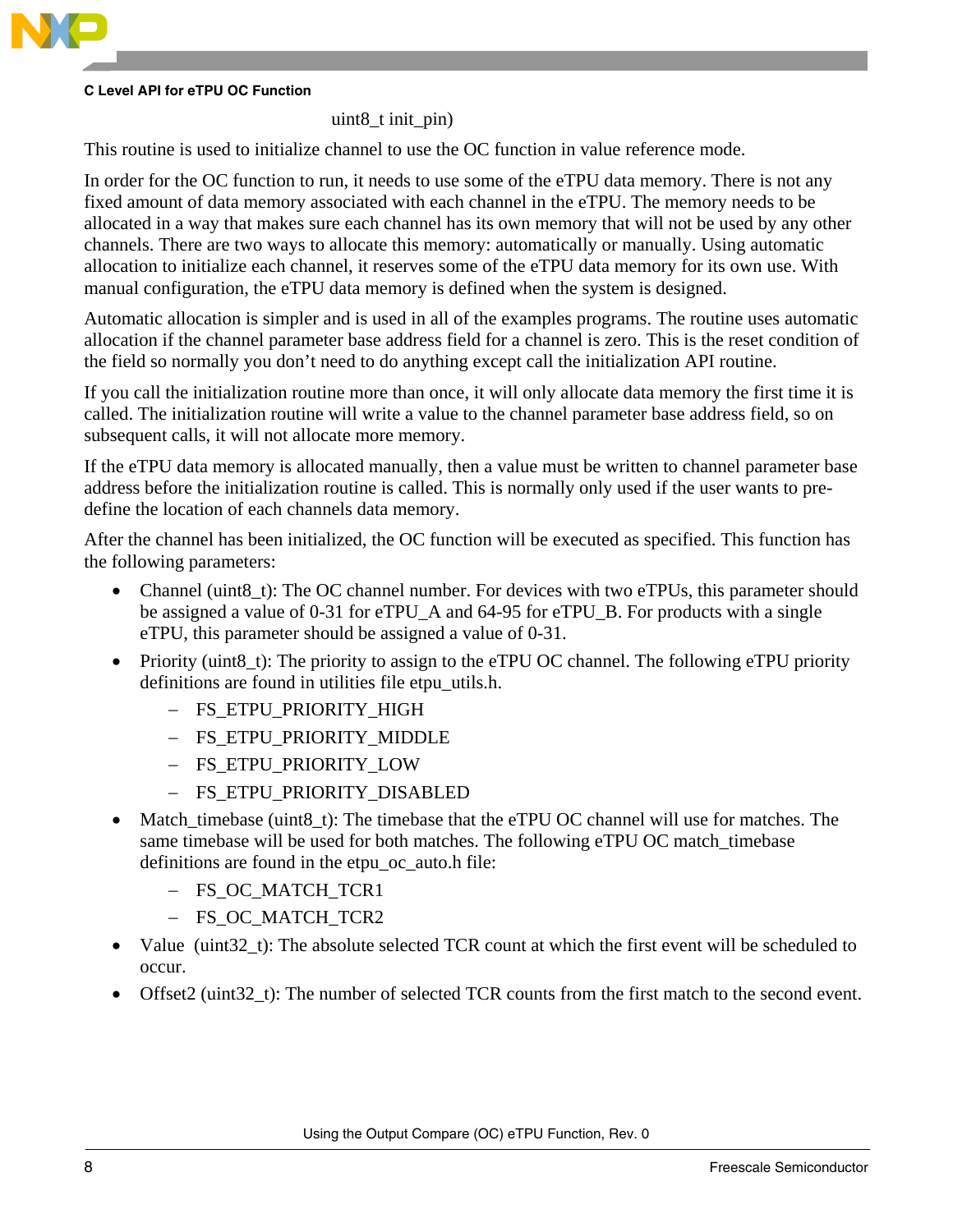uint8_t init_pin)

This routine is used to initialize channel to use the OC function in value reference mode.

In order for the OC function to run, it needs to use some of the eTPU data memory. There is not any fixed amount of data memory associated with each channel in the eTPU. The memory needs to be allocated in a way that makes sure each channel has its own memory that will not be used by any other channels. There are two ways to allocate this memory: automatically or manually. Using automatic allocation to initialize each channel, it reserves some of the eTPU data memory for its own use. With manual configuration, the eTPU data memory is defined when the system is designed.

Automatic allocation is simpler and is used in all of the examples programs. The routine uses automatic allocation if the channel parameter base address field for a channel is zero. This is the reset condition of the field so normally you don't need to do anything except call the initialization API routine.

If you call the initialization routine more than once, it will only allocate data memory the first time it is called. The initialization routine will write a value to the channel parameter base address field, so on subsequent calls, it will not allocate more memory.

If the eTPU data memory is allocated manually, then a value must be written to channel parameter base address before the initialization routine is called. This is normally only used if the user wants to pre-define the location of each channels data memory.

After the channel has been initialized, the OC function will be executed as specified. This function has the following parameters:

- Channel (uint8_t): The OC channel number. For devices with two eTPUs, this parameter should be assigned a value of 0-31 for eTPU_A and 64-95 for eTPU_B. For products with a single eTPU, this parameter should be assigned a value of 0-31.
- Priority (uint8_t): The priority to assign to the eTPU OC channel. The following eTPU priority definitions are found in utilities file etpu_utils.h.
  - FS_ETPU_PRIORITY_HIGH
  - FS_ETPU_PRIORITY_MIDDLE
  - FS_ETPU_PRIORITY_LOW
  - FS_ETPU_PRIORITY_DISABLED
- Match_timebase (uint8_t): The timebase that the eTPU OC channel will use for matches. The same timebase will be used for both matches. The following eTPU OC match_timebase definitions are found in the etpu_oc_auto.h file:
  - FS_OC_MATCH_TCR1
  - FS_OC_MATCH_TCR2
- Value (uint32_t): The absolute selected TCR count at which the first event will be scheduled to occur.
- Offset2 (uint32_t): The number of selected TCR counts from the first match to the second event.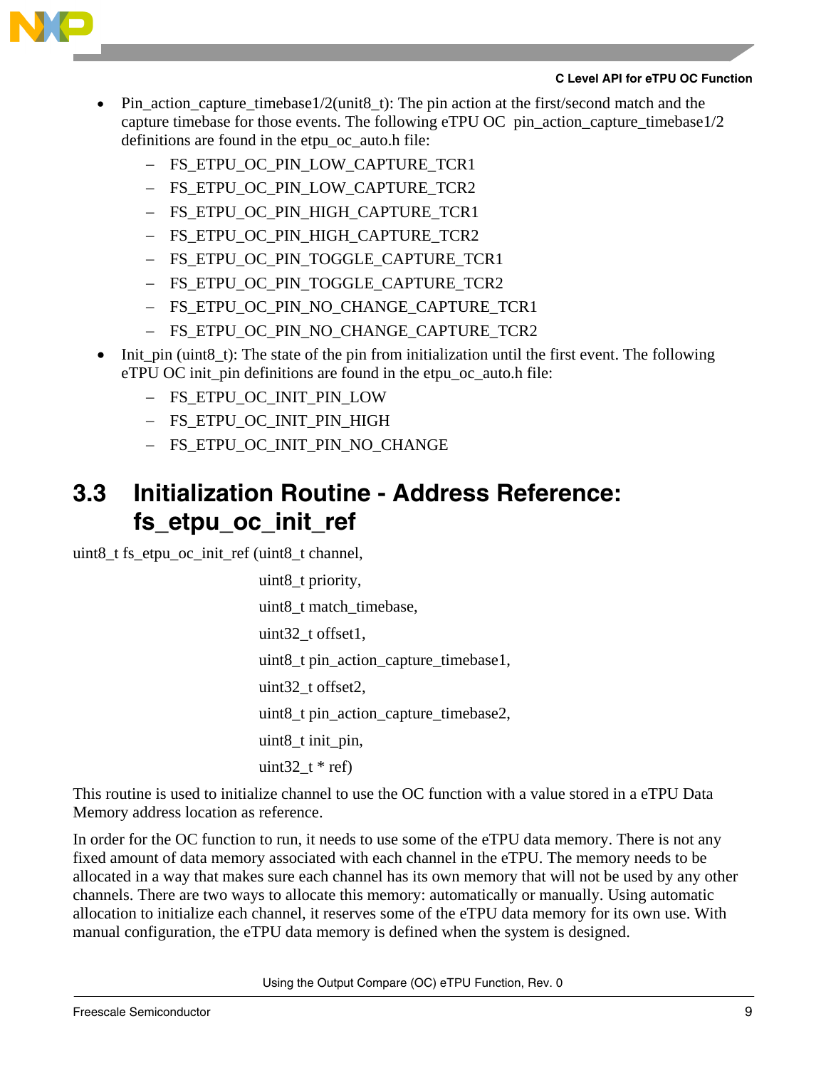- Pin_action_capture_timebase1/2(unit8_t): The pin action at the first/second match and the capture timebase for those events. The following eTPU OC pin_action_capture_timebase1/2 definitions are found in the etpu_oc_auto.h file:
  - FS_ETPU_OC_PIN_LOW_CAPTURE_TCR1
  - FS_ETPU_OC_PIN_LOW_CAPTURE_TCR2
  - FS_ETPU_OC_PIN_HIGH_CAPTURE_TCR1
  - FS_ETPU_OC_PIN_HIGH_CAPTURE_TCR2
  - FS_ETPU_OC_PIN_TOGGLE_CAPTURE_TCR1
  - FS_ETPU_OC_PIN_TOGGLE_CAPTURE_TCR2
  - FS_ETPU_OC_PIN_NO_CHANGE_CAPTURE_TCR1
  - FS_ETPU_OC_PIN_NO_CHANGE_CAPTURE_TCR2
- Init_pin (uint8_t): The state of the pin from initialization until the first event. The following eTPU OC init_pin definitions are found in the etpu_oc_auto.h file:
  - FS_ETPU_OC_INIT_PIN_LOW
  - FS_ETPU_OC_INIT_PIN_HIGH
  - FS_ETPU_OC_INIT_PIN_NO_CHANGE

## 3.3 Initialization Routine - Address Reference: fs_etpu_oc_init_ref

```
uint8_t fs_etpu_oc_init_ref (uint8_t channel,
                             uint8_t priority,
                             uint8_t match_timebase,
                             uint32_t offset1,
                             uint8_t pin_action_capture_timebase1,
                             uint32_t offset2,
                             uint8_t pin_action_capture_timebase2,
                             uint8_t init_pin,
                             uint32_t * ref)
```

This routine is used to initialize channel to use the OC function with a value stored in a eTPU Data Memory address location as reference.

In order for the OC function to run, it needs to use some of the eTPU data memory. There is not any fixed amount of data memory associated with each channel in the eTPU. The memory needs to be allocated in a way that makes sure each channel has its own memory that will not be used by any other channels. There are two ways to allocate this memory: automatically or manually. Using automatic allocation to initialize each channel, it reserves some of the eTPU data memory for its own use. With manual configuration, the eTPU data memory is defined when the system is designed.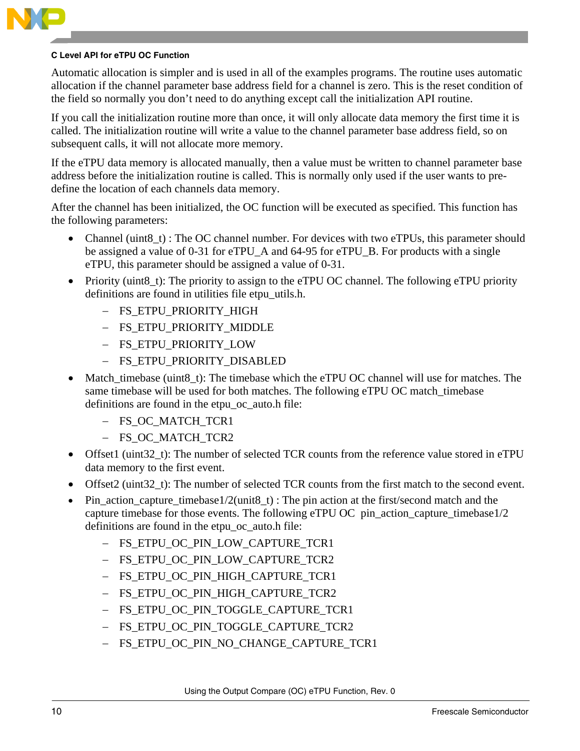Automatic allocation is simpler and is used in all of the examples programs. The routine uses automatic allocation if the channel parameter base address field for a channel is zero. This is the reset condition of the field so normally you don't need to do anything except call the initialization API routine.

If you call the initialization routine more than once, it will only allocate data memory the first time it is called. The initialization routine will write a value to the channel parameter base address field, so on subsequent calls, it will not allocate more memory.

If the eTPU data memory is allocated manually, then a value must be written to channel parameter base address before the initialization routine is called. This is normally only used if the user wants to pre-define the location of each channels data memory.

After the channel has been initialized, the OC function will be executed as specified. This function has the following parameters:

- Channel (uint8_t) : The OC channel number. For devices with two eTPUs, this parameter should be assigned a value of 0-31 for eTPU_A and 64-95 for eTPU_B. For products with a single eTPU, this parameter should be assigned a value of 0-31.
- Priority (uint8_t): The priority to assign to the eTPU OC channel. The following eTPU priority definitions are found in utilities file etpu_utils.h.
  - FS_ETPU_PRIORITY_HIGH
  - FS_ETPU_PRIORITY_MIDDLE
  - FS_ETPU_PRIORITY_LOW
  - FS_ETPU_PRIORITY_DISABLED
- Match_timebase (uint8_t): The timebase which the eTPU OC channel will use for matches. The same timebase will be used for both matches. The following eTPU OC match_timebase definitions are found in the etpu_oc_auto.h file:
  - FS_OC_MATCH_TCR1
  - FS_OC_MATCH_TCR2
- Offset1 (uint32_t): The number of selected TCR counts from the reference value stored in eTPU data memory to the first event.
- Offset2 (uint32_t): The number of selected TCR counts from the first match to the second event.
- Pin_action_capture_timebase1/2(unit8_t) : The pin action at the first/second match and the capture timebase for those events. The following eTPU OC pin_action_capture_timebase1/2 definitions are found in the etpu_oc_auto.h file:
  - FS_ETPU_OC_PIN_LOW_CAPTURE_TCR1
  - FS_ETPU_OC_PIN_LOW_CAPTURE_TCR2
  - FS_ETPU_OC_PIN_HIGH_CAPTURE_TCR1
  - FS_ETPU_OC_PIN_HIGH_CAPTURE_TCR2
  - FS_ETPU_OC_PIN_TOGGLE_CAPTURE_TCR1
  - FS_ETPU_OC_PIN_TOGGLE_CAPTURE_TCR2
  - FS_ETPU_OC_PIN_NO_CHANGE_CAPTURE_TCR1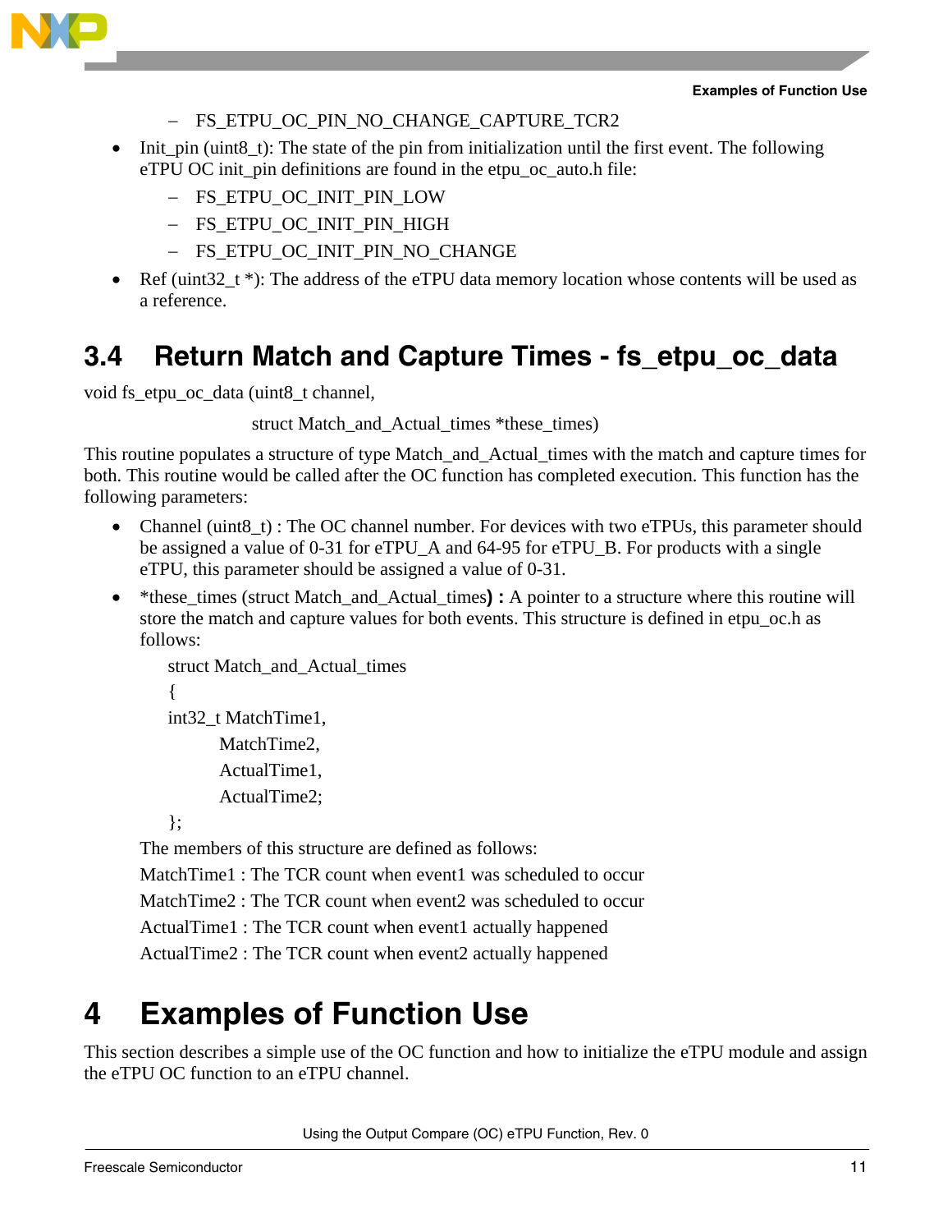- FS_ETPU_OC_PIN_NO_CHANGE_CAPTURE_TCR2
- Init_pin (uint8_t): The state of the pin from initialization until the first event. The following eTPU OC init_pin definitions are found in the etpu_oc_auto.h file:
  - FS_ETPU_OC_INIT_PIN_LOW
  - FS_ETPU_OC_INIT_PIN_HIGH
  - FS_ETPU_OC_INIT_PIN_NO_CHANGE
- Ref (uint32_t *): The address of the eTPU data memory location whose contents will be used as a reference.

## 3.4 Return Match and Capture Times - fs_etpu_oc_data

```
void fs_etpu_oc_data (uint8_t channel,
                      struct Match_and_Actual_times *these_times)
```

This routine populates a structure of type Match_and_Actual_times with the match and capture times for both. This routine would be called after the OC function has completed execution. This function has the following parameters:

- Channel (uint8_t) : The OC channel number. For devices with two eTPUs, this parameter should be assigned a value of 0-31 for eTPU_A and 64-95 for eTPU_B. For products with a single eTPU, this parameter should be assigned a value of 0-31.
- *these_times (struct Match_and_Actual_times) **:** A pointer to a structure where this routine will store the match and capture values for both events. This structure is defined in etpu_oc.h as follows:

  ```
  struct Match_and_Actual_times
  {
  int32_t MatchTime1,
          MatchTime2,
          ActualTime1,
          ActualTime2;
  };
  ```

  The members of this structure are defined as follows:

  MatchTime1 : The TCR count when event1 was scheduled to occur

  MatchTime2 : The TCR count when event2 was scheduled to occur

  ActualTime1 : The TCR count when event1 actually happened

  ActualTime2 : The TCR count when event2 actually happened

# 4 Examples of Function Use

This section describes a simple use of the OC function and how to initialize the eTPU module and assign the eTPU OC function to an eTPU channel.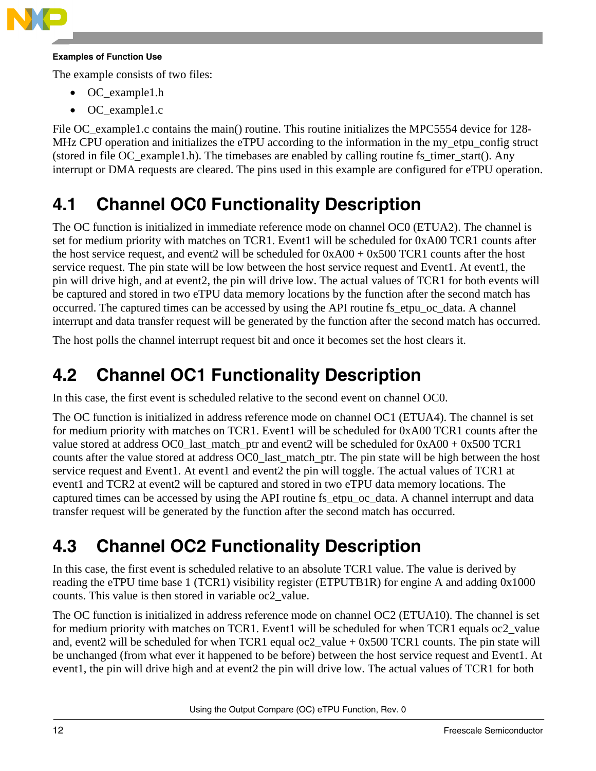The example consists of two files:

- OC_example1.h
- OC_example1.c

File OC_example1.c contains the main() routine. This routine initializes the MPC5554 device for 128-MHz CPU operation and initializes the eTPU according to the information in the my_etpu_config struct (stored in file OC_example1.h). The timebases are enabled by calling routine fs_timer_start(). Any interrupt or DMA requests are cleared. The pins used in this example are configured for eTPU operation.

## 4.1 Channel OC0 Functionality Description

The OC function is initialized in immediate reference mode on channel OC0 (ETUA2). The channel is set for medium priority with matches on TCR1. Event1 will be scheduled for 0xA00 TCR1 counts after the host service request, and event2 will be scheduled for 0xA00 + 0x500 TCR1 counts after the host service request. The pin state will be low between the host service request and Event1. At event1, the pin will drive high, and at event2, the pin will drive low. The actual values of TCR1 for both events will be captured and stored in two eTPU data memory locations by the function after the second match has occurred. The captured times can be accessed by using the API routine fs_etpu_oc_data. A channel interrupt and data transfer request will be generated by the function after the second match has occurred.

The host polls the channel interrupt request bit and once it becomes set the host clears it.

## 4.2 Channel OC1 Functionality Description

In this case, the first event is scheduled relative to the second event on channel OC0.

The OC function is initialized in address reference mode on channel OC1 (ETUA4). The channel is set for medium priority with matches on TCR1. Event1 will be scheduled for 0xA00 TCR1 counts after the value stored at address OC0_last_match_ptr and event2 will be scheduled for 0xA00 + 0x500 TCR1 counts after the value stored at address OC0_last_match_ptr. The pin state will be high between the host service request and Event1. At event1 and event2 the pin will toggle. The actual values of TCR1 at event1 and TCR2 at event2 will be captured and stored in two eTPU data memory locations. The captured times can be accessed by using the API routine fs_etpu_oc_data. A channel interrupt and data transfer request will be generated by the function after the second match has occurred.

## 4.3 Channel OC2 Functionality Description

In this case, the first event is scheduled relative to an absolute TCR1 value. The value is derived by reading the eTPU time base 1 (TCR1) visibility register (ETPUTB1R) for engine A and adding 0x1000 counts. This value is then stored in variable oc2_value.

The OC function is initialized in address reference mode on channel OC2 (ETUA10). The channel is set for medium priority with matches on TCR1. Event1 will be scheduled for when TCR1 equals oc2_value and, event2 will be scheduled for when TCR1 equal oc2_value + 0x500 TCR1 counts. The pin state will be unchanged (from what ever it happened to be before) between the host service request and Event1. At event1, the pin will drive high and at event2 the pin will drive low. The actual values of TCR1 for both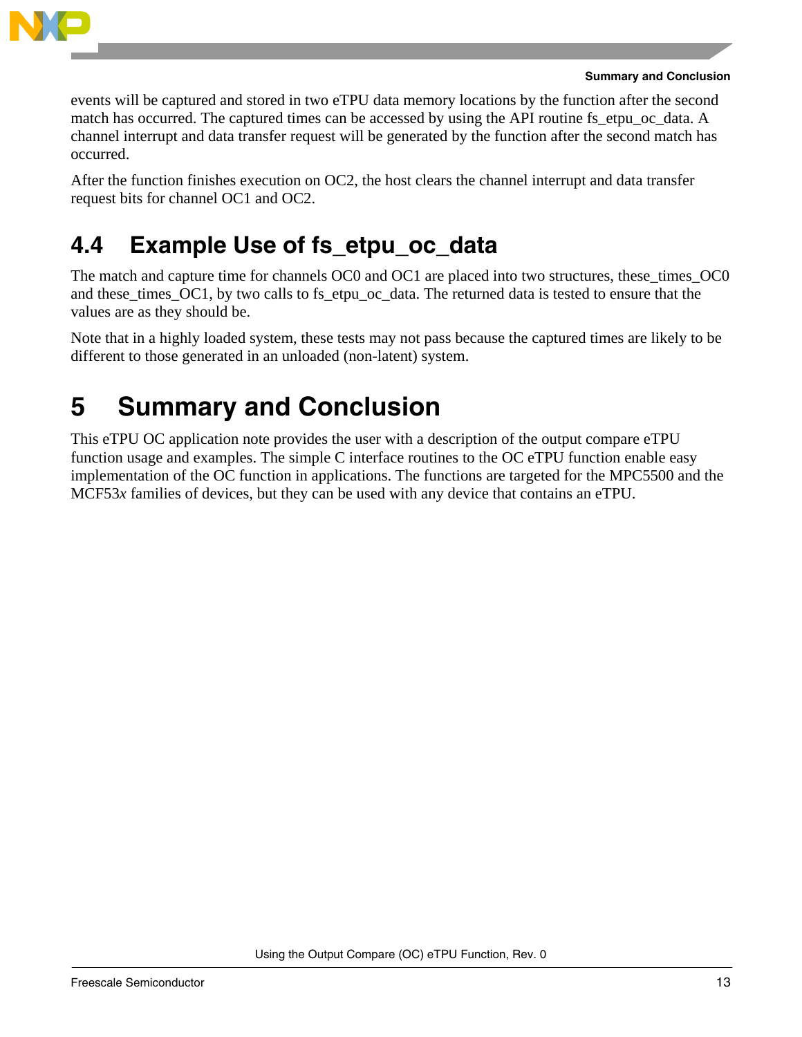events will be captured and stored in two eTPU data memory locations by the function after the second match has occurred. The captured times can be accessed by using the API routine fs_etpu_oc_data. A channel interrupt and data transfer request will be generated by the function after the second match has occurred.

After the function finishes execution on OC2, the host clears the channel interrupt and data transfer request bits for channel OC1 and OC2.

## 4.4 Example Use of fs_etpu_oc_data

The match and capture time for channels OC0 and OC1 are placed into two structures, these_times_OC0 and these_times_OC1, by two calls to fs_etpu_oc_data. The returned data is tested to ensure that the values are as they should be.

Note that in a highly loaded system, these tests may not pass because the captured times are likely to be different to those generated in an unloaded (non-latent) system.

# 5 Summary and Conclusion

This eTPU OC application note provides the user with a description of the output compare eTPU function usage and examples. The simple C interface routines to the OC eTPU function enable easy implementation of the OC function in applications. The functions are targeted for the MPC5500 and the MCF53*x* families of devices, but they can be used with any device that contains an eTPU.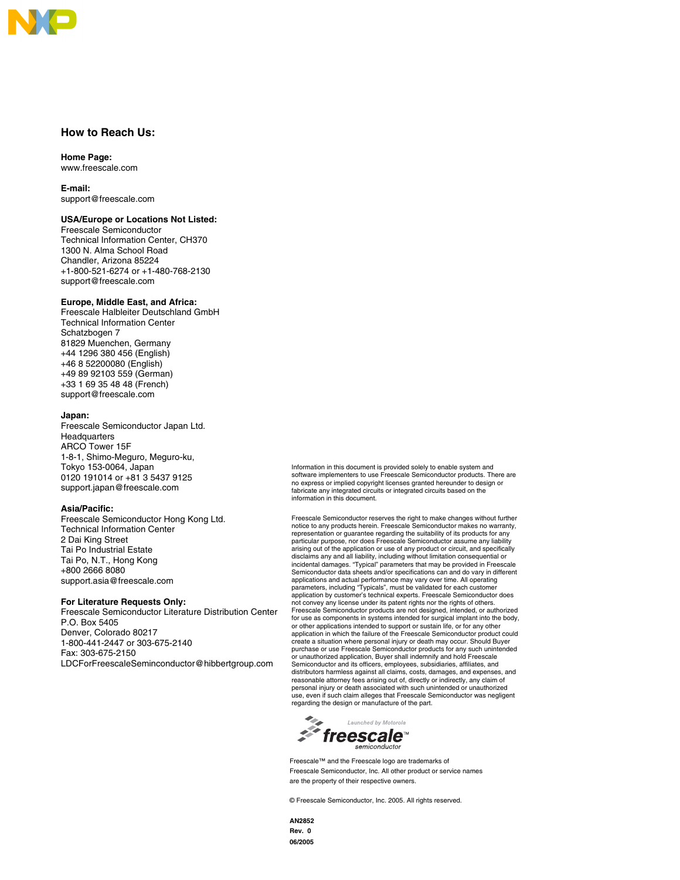## How to Reach Us:

**Home Page:**
www.freescale.com

**E-mail:**
support@freescale.com

**USA/Europe or Locations Not Listed:**
Freescale Semiconductor
Technical Information Center, CH370
1300 N. Alma School Road
Chandler, Arizona 85224
+1-800-521-6274 or +1-480-768-2130
support@freescale.com

**Europe, Middle East, and Africa:**
Freescale Halbleiter Deutschland GmbH
Technical Information Center
Schatzbogen 7
81829 Muenchen, Germany
+44 1296 380 456 (English)
+46 8 52200080 (English)
+49 89 92103 559 (German)
+33 1 69 35 48 48 (French)
support@freescale.com

**Japan:**
Freescale Semiconductor Japan Ltd.
Headquarters
ARCO Tower 15F
1-8-1, Shimo-Meguro, Meguro-ku,
Tokyo 153-0064, Japan
0120 191014 or +81 3 5437 9125
support.japan@freescale.com

**Asia/Pacific:**
Freescale Semiconductor Hong Kong Ltd.
Technical Information Center
2 Dai King Street
Tai Po Industrial Estate
Tai Po, N.T., Hong Kong
+800 2666 8080
support.asia@freescale.com

**For Literature Requests Only:**
Freescale Semiconductor Literature Distribution Center
P.O. Box 5405
Denver, Colorado 80217
1-800-441-2447 or 303-675-2140
Fax: 303-675-2150
LDCForFreescaleSeminconductor@hibbertgroup.com

Information in this document is provided solely to enable system and software implementers to use Freescale Semiconductor products. There are no express or implied copyright licenses granted hereunder to design or fabricate any integrated circuits or integrated circuits based on the information in this document.

Freescale Semiconductor reserves the right to make changes without further notice to any products herein. Freescale Semiconductor makes no warranty, representation or guarantee regarding the suitability of its products for any particular purpose, nor does Freescale Semiconductor assume any liability arising out of the application or use of any product or circuit, and specifically disclaims any and all liability, including without limitation consequential or incidental damages. "Typical" parameters that may be provided in Freescale Semiconductor data sheets and/or specifications can and do vary in different applications and actual performance may vary over time. All operating parameters, including "Typicals", must be validated for each customer application by customer's technical experts. Freescale Semiconductor does not convey any license under its patent rights nor the rights of others. Freescale Semiconductor products are not designed, intended, or authorized for use as components in systems intended for surgical implant into the body, or other applications intended to support or sustain life, or for any other application in which the failure of the Freescale Semiconductor product could create a situation where personal injury or death may occur. Should Buyer purchase or use Freescale Semiconductor products for any such unintended or unauthorized application, Buyer shall indemnify and hold Freescale Semiconductor and its officers, employees, subsidiaries, affiliates, and distributors harmless against all claims, costs, damages, and expenses, and reasonable attorney fees arising out of, directly or indirectly, any claim of personal injury or death associated with such unintended or unauthorized use, even if such claim alleges that Freescale Semiconductor was negligent regarding the design or manufacture of the part.

Freescale™ and the Freescale logo are trademarks of Freescale Semiconductor, Inc. All other product or service names are the property of their respective owners.

© Freescale Semiconductor, Inc. 2005. All rights reserved.

**AN2852**
**Rev. 0**
**06/2005**